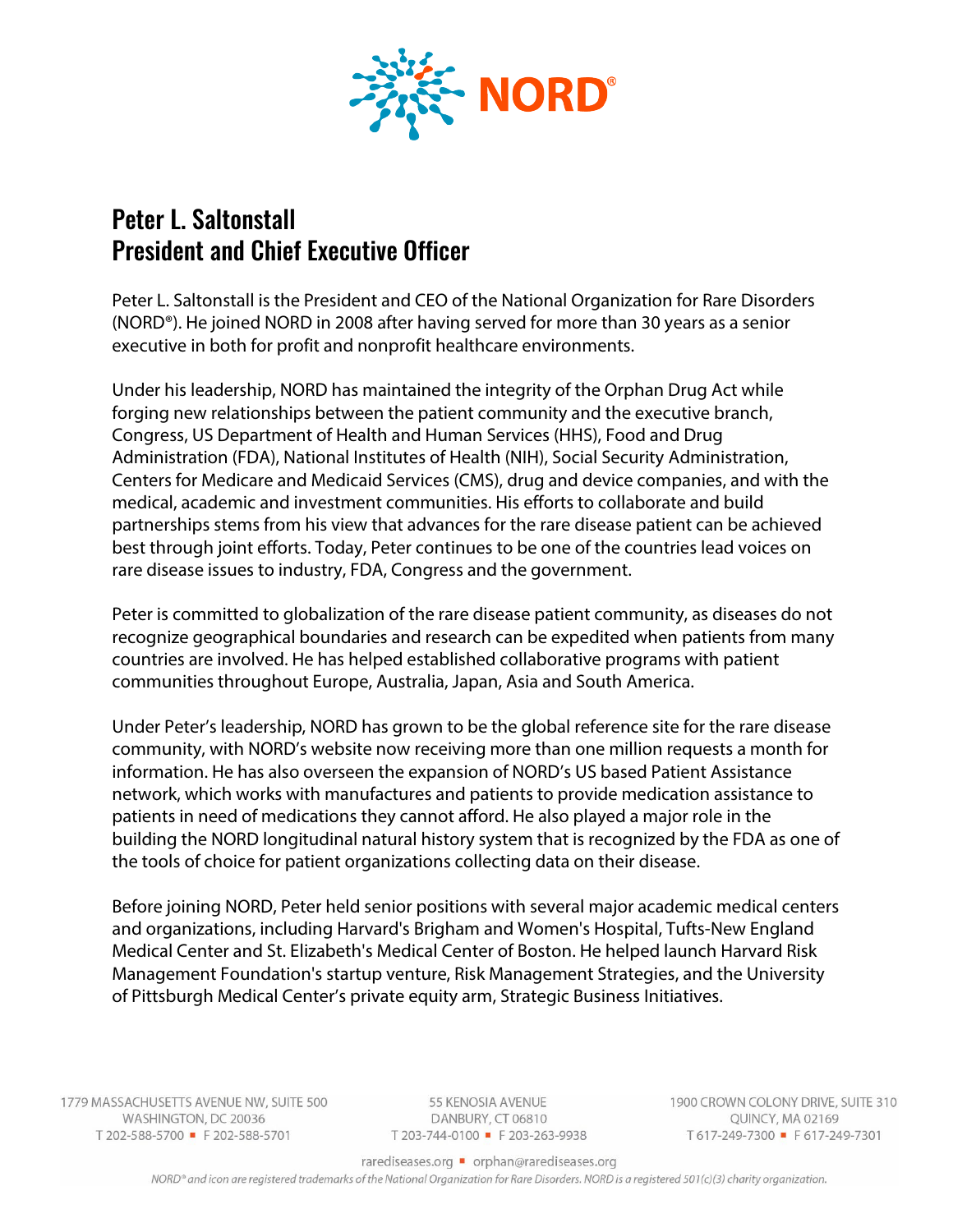# Peter L. Saltonstall
# President and Chief Executive Officer

Peter L. Saltonstall is the President and CEO of the National Organization for Rare Disorders (NORD®). He joined NORD in 2008 after having served for more than 30 years as a senior executive in both for profit and nonprofit healthcare environments.

Under his leadership, NORD has maintained the integrity of the Orphan Drug Act while forging new relationships between the patient community and the executive branch, Congress, US Department of Health and Human Services (HHS), Food and Drug Administration (FDA), National Institutes of Health (NIH), Social Security Administration, Centers for Medicare and Medicaid Services (CMS), drug and device companies, and with the medical, academic and investment communities. His efforts to collaborate and build partnerships stems from his view that advances for the rare disease patient can be achieved best through joint efforts. Today, Peter continues to be one of the countries lead voices on rare disease issues to industry, FDA, Congress and the government.

Peter is committed to globalization of the rare disease patient community, as diseases do not recognize geographical boundaries and research can be expedited when patients from many countries are involved. He has helped established collaborative programs with patient communities throughout Europe, Australia, Japan, Asia and South America.

Under Peter's leadership, NORD has grown to be the global reference site for the rare disease community, with NORD's website now receiving more than one million requests a month for information. He has also overseen the expansion of NORD's US based Patient Assistance network, which works with manufactures and patients to provide medication assistance to patients in need of medications they cannot afford. He also played a major role in the building the NORD longitudinal natural history system that is recognized by the FDA as one of the tools of choice for patient organizations collecting data on their disease.

Before joining NORD, Peter held senior positions with several major academic medical centers and organizations, including Harvard's Brigham and Women's Hospital, Tufts-New England Medical Center and St. Elizabeth's Medical Center of Boston. He helped launch Harvard Risk Management Foundation's startup venture, Risk Management Strategies, and the University of Pittsburgh Medical Center's private equity arm, Strategic Business Initiatives.

1779 MASSACHUSETTS AVENUE NW, SUITE 500
WASHINGTON, DC 20036
T 202-588-5700 ▪ F 202-588-5701

55 KENOSIA AVENUE
DANBURY, CT 06810
T 203-744-0100 ▪ F 203-263-9938

1900 CROWN COLONY DRIVE, SUITE 310
QUINCY, MA 02169
T 617-249-7300 ▪ F 617-249-7301

rarediseases.org ▪ orphan@rarediseases.org

*NORD® and icon are registered trademarks of the National Organization for Rare Disorders. NORD is a registered 501(c)(3) charity organization.*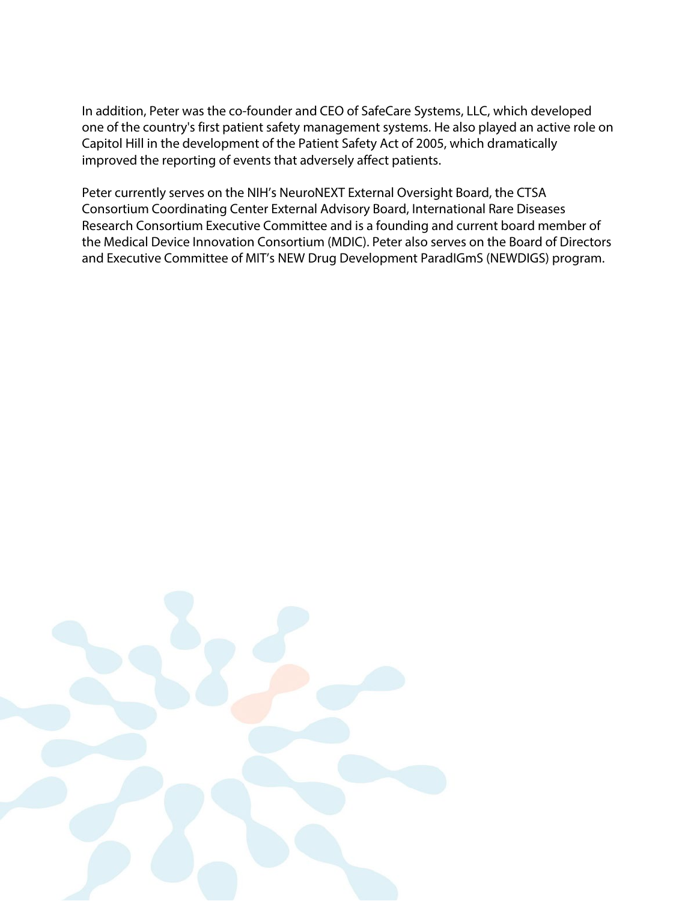In addition, Peter was the co-founder and CEO of SafeCare Systems, LLC, which developed one of the country's first patient safety management systems. He also played an active role on Capitol Hill in the development of the Patient Safety Act of 2005, which dramatically improved the reporting of events that adversely affect patients.

Peter currently serves on the NIH's NeuroNEXT External Oversight Board, the CTSA Consortium Coordinating Center External Advisory Board, International Rare Diseases Research Consortium Executive Committee and is a founding and current board member of the Medical Device Innovation Consortium (MDIC). Peter also serves on the Board of Directors and Executive Committee of MIT's NEW Drug Development ParadIGmS (NEWDIGS) program.